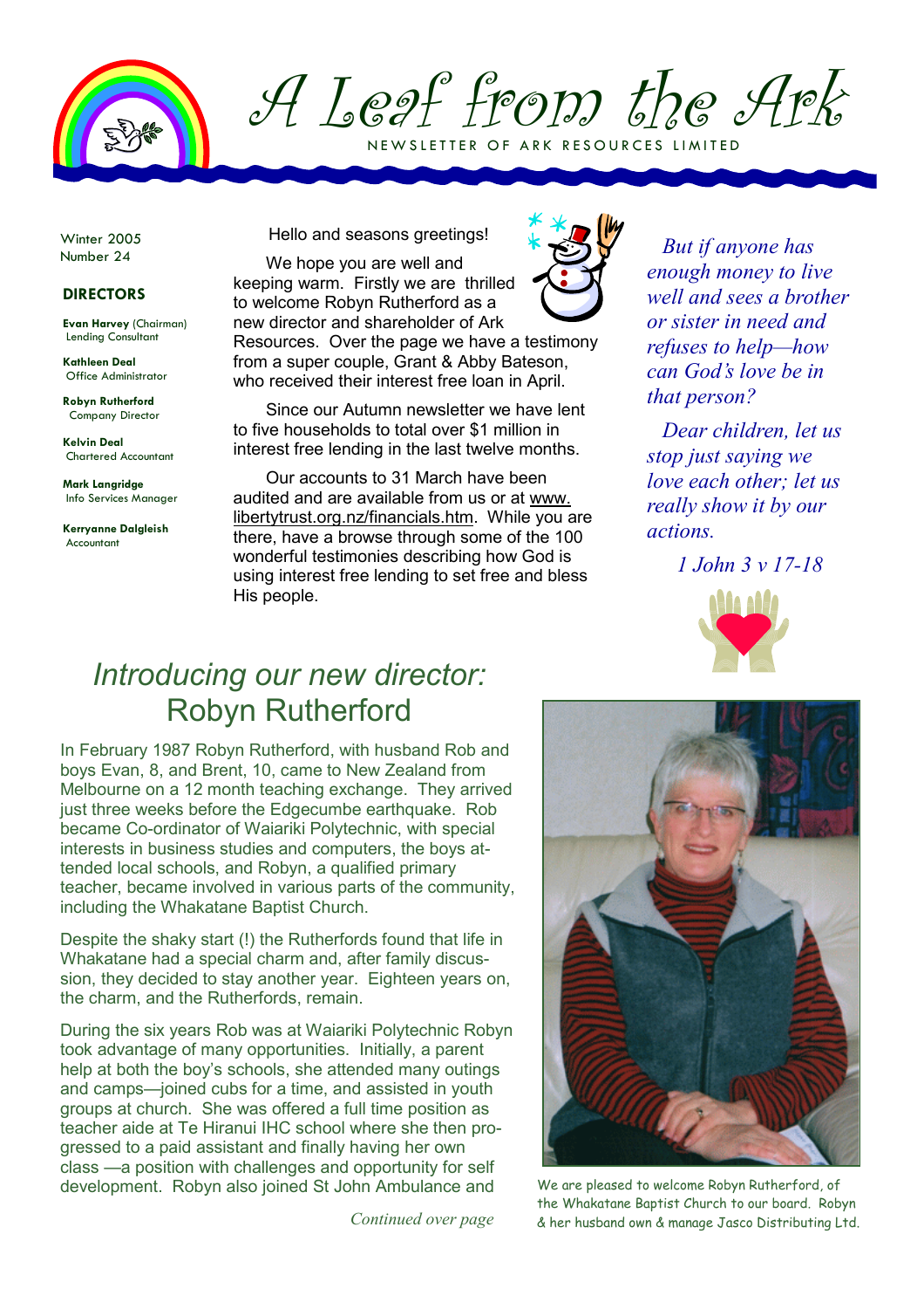# A Leaf from the Ark

NEWSLETTER OF ARK RESOURCES LIMITED

Winter 2005
Number 24

**DIRECTORS**

**Evan Harvey** (Chairman)
Lending Consultant

**Kathleen Deal**
Office Administrator

**Robyn Rutherford**
Company Director

**Kelvin Deal**
Chartered Accountant

**Mark Langridge**
Info Services Manager

**Kerryanne Dalgleish**
Accountant

Hello and seasons greetings!

We hope you are well and keeping warm. Firstly we are thrilled to welcome Robyn Rutherford as a new director and shareholder of Ark Resources. Over the page we have a testimony from a super couple, Grant & Abby Bateson, who received their interest free loan in April.

Since our Autumn newsletter we have lent to five households to total over $1 million in interest free lending in the last twelve months.

Our accounts to 31 March have been audited and are available from us or at www.libertytrust.org.nz/financials.htm. While you are there, have a browse through some of the 100 wonderful testimonies describing how God is using interest free lending to set free and bless His people.

*But if anyone has enough money to live well and sees a brother or sister in need and refuses to help—how can God's love be in that person?*

*Dear children, let us stop just saying we love each other; let us really show it by our actions.*

*1 John 3 v 17-18*

## *Introducing our new director:* Robyn Rutherford

In February 1987 Robyn Rutherford, with husband Rob and boys Evan, 8, and Brent, 10, came to New Zealand from Melbourne on a 12 month teaching exchange. They arrived just three weeks before the Edgecumbe earthquake. Rob became Co-ordinator of Waiariki Polytechnic, with special interests in business studies and computers, the boys attended local schools, and Robyn, a qualified primary teacher, became involved in various parts of the community, including the Whakatane Baptist Church.

Despite the shaky start (!) the Rutherfords found that life in Whakatane had a special charm and, after family discussion, they decided to stay another year. Eighteen years on, the charm, and the Rutherfords, remain.

During the six years Rob was at Waiariki Polytechnic Robyn took advantage of many opportunities. Initially, a parent help at both the boy's schools, she attended many outings and camps—joined cubs for a time, and assisted in youth groups at church. She was offered a full time position as teacher aide at Te Hiranui IHC school where she then progressed to a paid assistant and finally having her own class —a position with challenges and opportunity for self development. Robyn also joined St John Ambulance and

*Continued over page*

We are pleased to welcome Robyn Rutherford, of the Whakatane Baptist Church to our board. Robyn & her husband own & manage Jasco Distributing Ltd.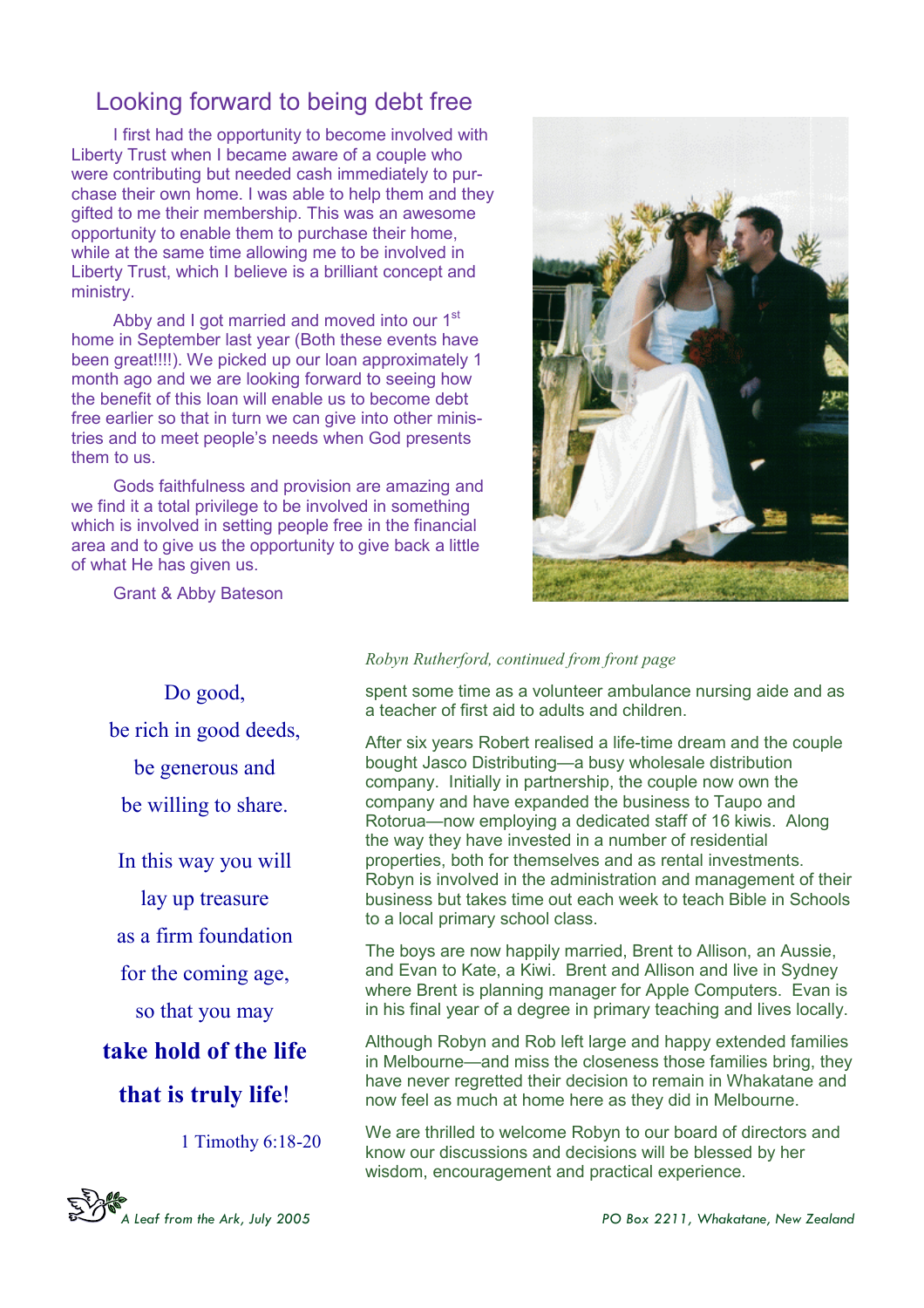## Looking forward to being debt free

I first had the opportunity to become involved with Liberty Trust when I became aware of a couple who were contributing but needed cash immediately to purchase their own home. I was able to help them and they gifted to me their membership. This was an awesome opportunity to enable them to purchase their home, while at the same time allowing me to be involved in Liberty Trust, which I believe is a brilliant concept and ministry.

Abby and I got married and moved into our 1st home in September last year (Both these events have been great!!!!). We picked up our loan approximately 1 month ago and we are looking forward to seeing how the benefit of this loan will enable us to become debt free earlier so that in turn we can give into other ministries and to meet people's needs when God presents them to us.

Gods faithfulness and provision are amazing and we find it a total privilege to be involved in something which is involved in setting people free in the financial area and to give us the opportunity to give back a little of what He has given us.

Grant & Abby Bateson

*Robyn Rutherford, continued from front page*

spent some time as a volunteer ambulance nursing aide and as a teacher of first aid to adults and children.

After six years Robert realised a life-time dream and the couple bought Jasco Distributing—a busy wholesale distribution company. Initially in partnership, the couple now own the company and have expanded the business to Taupo and Rotorua—now employing a dedicated staff of 16 kiwis. Along the way they have invested in a number of residential properties, both for themselves and as rental investments. Robyn is involved in the administration and management of their business but takes time out each week to teach Bible in Schools to a local primary school class.

The boys are now happily married, Brent to Allison, an Aussie, and Evan to Kate, a Kiwi. Brent and Allison and live in Sydney where Brent is planning manager for Apple Computers. Evan is in his final year of a degree in primary teaching and lives locally.

Although Robyn and Rob left large and happy extended families in Melbourne—and miss the closeness those families bring, they have never regretted their decision to remain in Whakatane and now feel as much at home here as they did in Melbourne.

We are thrilled to welcome Robyn to our board of directors and know our discussions and decisions will be blessed by her wisdom, encouragement and practical experience.

Do good,
be rich in good deeds,
be generous and
be willing to share.

In this way you will
lay up treasure
as a firm foundation
for the coming age,
so that you may
**take hold of the life**
**that is truly life!**

1 Timothy 6:18-20

*A Leaf from the Ark, July 2005* — *PO Box 2211, Whakatane, New Zealand*